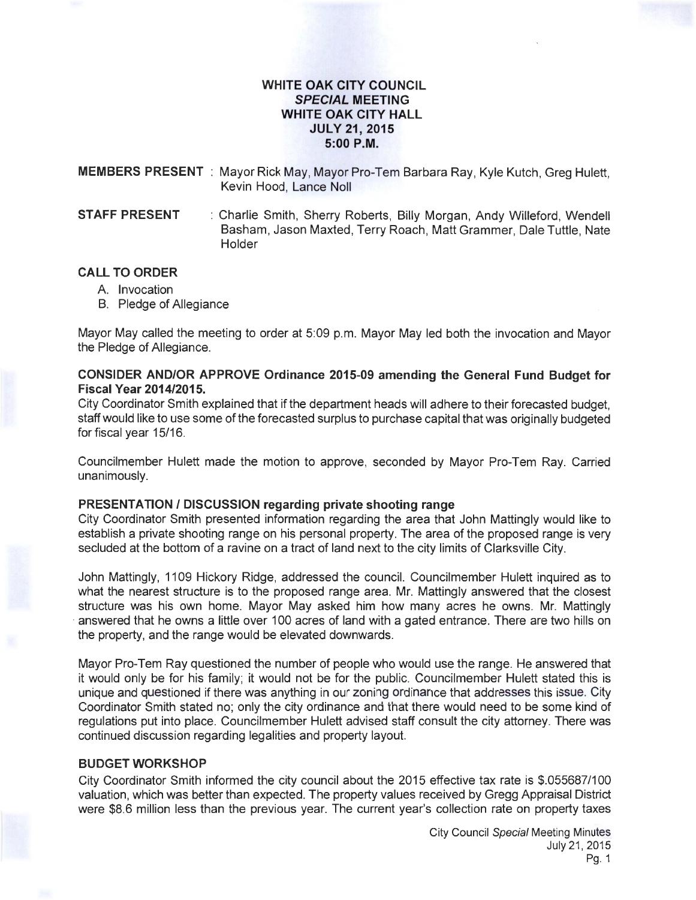# WHITE OAK CITY COUNCIL
## *SPECIAL* MEETING
## WHITE OAK CITY HALL
## JULY 21, 2015
## 5:00 P.M.

**MEMBERS PRESENT** : Mayor Rick May, Mayor Pro-Tem Barbara Ray, Kyle Kutch, Greg Hulett, Kevin Hood, Lance Noll

**STAFF PRESENT** : Charlie Smith, Sherry Roberts, Billy Morgan, Andy Willeford, Wendell Basham, Jason Maxted, Terry Roach, Matt Grammer, Dale Tuttle, Nate Holder

**CALL TO ORDER**

A. Invocation
B. Pledge of Allegiance

Mayor May called the meeting to order at 5:09 p.m. Mayor May led both the invocation and Mayor the Pledge of Allegiance.

**CONSIDER AND/OR APPROVE Ordinance 2015-09 amending the General Fund Budget for Fiscal Year 2014/2015.**

City Coordinator Smith explained that if the department heads will adhere to their forecasted budget, staff would like to use some of the forecasted surplus to purchase capital that was originally budgeted for fiscal year 15/16.

Councilmember Hulett made the motion to approve, seconded by Mayor Pro-Tem Ray. Carried unanimously.

**PRESENTATION / DISCUSSION regarding private shooting range**

City Coordinator Smith presented information regarding the area that John Mattingly would like to establish a private shooting range on his personal property. The area of the proposed range is very secluded at the bottom of a ravine on a tract of land next to the city limits of Clarksville City.

John Mattingly, 1109 Hickory Ridge, addressed the council. Councilmember Hulett inquired as to what the nearest structure is to the proposed range area. Mr. Mattingly answered that the closest structure was his own home. Mayor May asked him how many acres he owns. Mr. Mattingly answered that he owns a little over 100 acres of land with a gated entrance. There are two hills on the property, and the range would be elevated downwards.

Mayor Pro-Tem Ray questioned the number of people who would use the range. He answered that it would only be for his family; it would not be for the public. Councilmember Hulett stated this is unique and questioned if there was anything in our zoning ordinance that addresses this issue. City Coordinator Smith stated no; only the city ordinance and that there would need to be some kind of regulations put into place. Councilmember Hulett advised staff consult the city attorney. There was continued discussion regarding legalities and property layout.

**BUDGET WORKSHOP**

City Coordinator Smith informed the city council about the 2015 effective tax rate is $.055687/100 valuation, which was better than expected. The property values received by Gregg Appraisal District were $8.6 million less than the previous year. The current year's collection rate on property taxes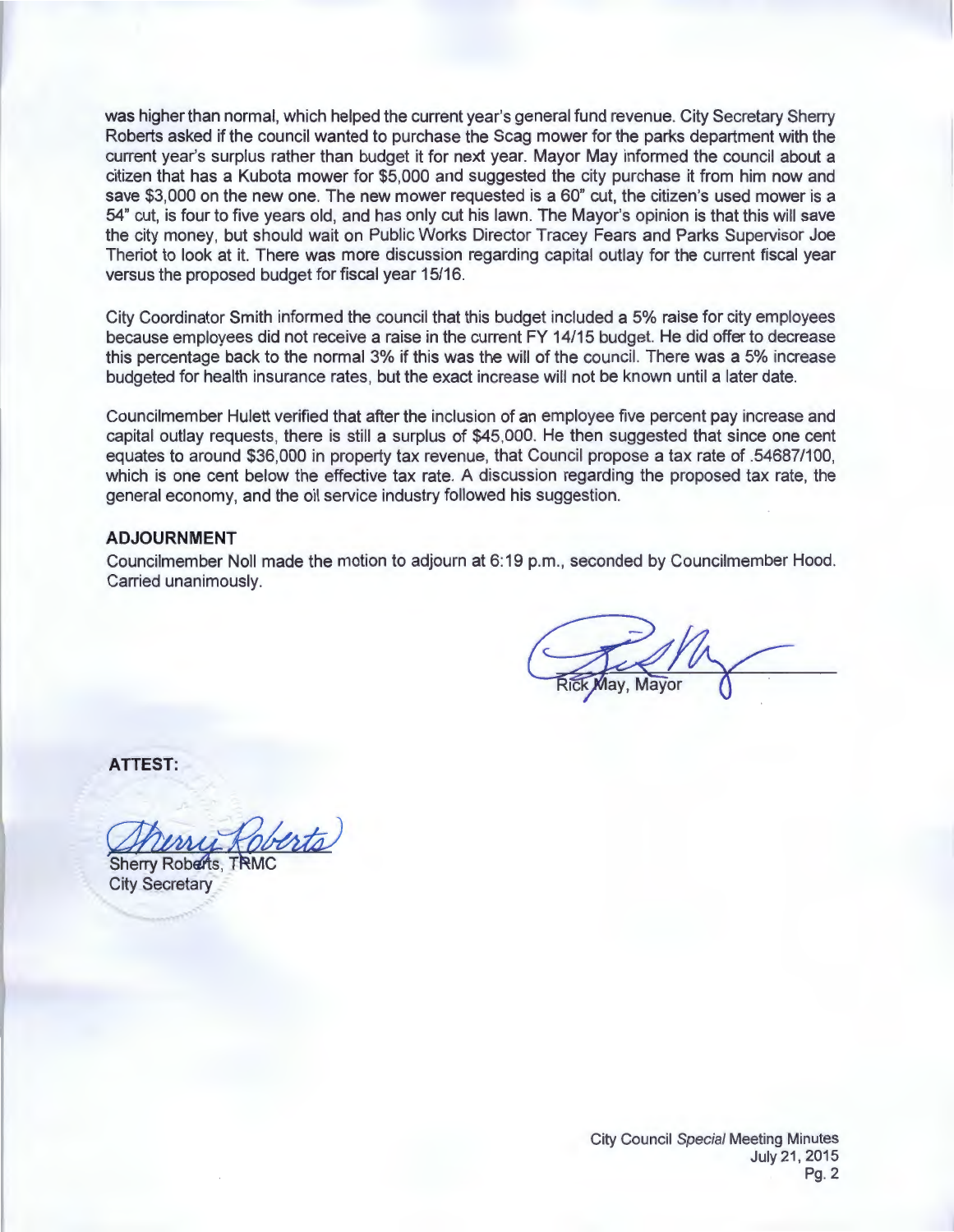was higher than normal, which helped the current year's general fund revenue. City Secretary Sherry Roberts asked if the council wanted to purchase the Scag mower for the parks department with the current year's surplus rather than budget it for next year. Mayor May informed the council about a citizen that has a Kubota mower for $5,000 and suggested the city purchase it from him now and save $3,000 on the new one. The new mower requested is a 60" cut, the citizen's used mower is a 54" cut, is four to five years old, and has only cut his lawn. The Mayor's opinion is that this will save the city money, but should wait on Public Works Director Tracey Fears and Parks Supervisor Joe Theriot to look at it. There was more discussion regarding capital outlay for the current fiscal year versus the proposed budget for fiscal year 15/16.

City Coordinator Smith informed the council that this budget included a 5% raise for city employees because employees did not receive a raise in the current FY 14/15 budget. He did offer to decrease this percentage back to the normal 3% if this was the will of the council. There was a 5% increase budgeted for health insurance rates, but the exact increase will not be known until a later date.

Councilmember Hulett verified that after the inclusion of an employee five percent pay increase and capital outlay requests, there is still a surplus of $45,000. He then suggested that since one cent equates to around $36,000 in property tax revenue, that Council propose a tax rate of .54687/100, which is one cent below the effective tax rate. A discussion regarding the proposed tax rate, the general economy, and the oil service industry followed his suggestion.

**ADJOURNMENT**

Councilmember Noll made the motion to adjourn at 6:19 p.m., seconded by Councilmember Hood. Carried unanimously.

Rick May, Mayor

**ATTEST:**

Sherry Roberts, TRMC
City Secretary

City Council *Special* Meeting Minutes
July 21, 2015